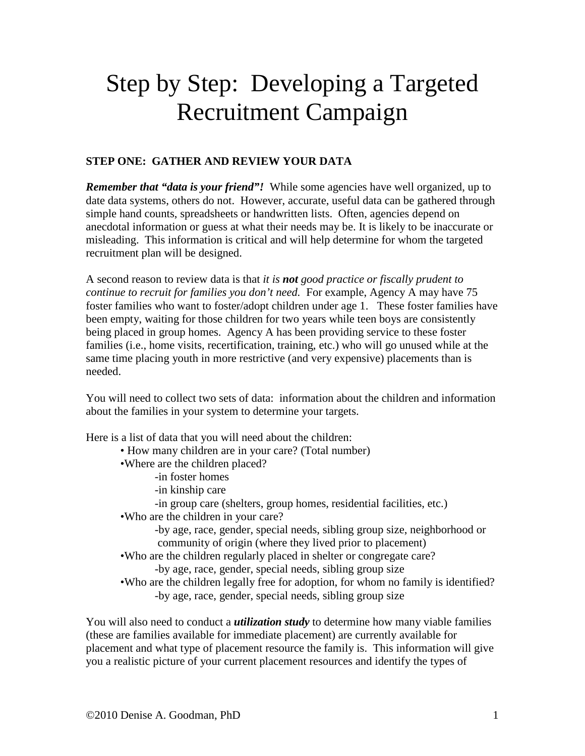# Step by Step: Developing a Targeted Recruitment Campaign

**STEP ONE: GATHER AND REVIEW YOUR DATA**

***Remember that "data is your friend"!*** While some agencies have well organized, up to date data systems, others do not. However, accurate, useful data can be gathered through simple hand counts, spreadsheets or handwritten lists. Often, agencies depend on anecdotal information or guess at what their needs may be. It is likely to be inaccurate or misleading. This information is critical and will help determine for whom the targeted recruitment plan will be designed.

A second reason to review data is that *it is **not** good practice or fiscally prudent to continue to recruit for families you don't need.* For example, Agency A may have 75 foster families who want to foster/adopt children under age 1. These foster families have been empty, waiting for those children for two years while teen boys are consistently being placed in group homes. Agency A has been providing service to these foster families (i.e., home visits, recertification, training, etc.) who will go unused while at the same time placing youth in more restrictive (and very expensive) placements than is needed.

You will need to collect two sets of data: information about the children and information about the families in your system to determine your targets.

Here is a list of data that you will need about the children:

- How many children are in your care? (Total number)
- Where are the children placed?
  - in foster homes
  - in kinship care
  - in group care (shelters, group homes, residential facilities, etc.)
- Who are the children in your care?
  - by age, race, gender, special needs, sibling group size, neighborhood or community of origin (where they lived prior to placement)
- Who are the children regularly placed in shelter or congregate care?
  - by age, race, gender, special needs, sibling group size
- Who are the children legally free for adoption, for whom no family is identified?
  - by age, race, gender, special needs, sibling group size

You will also need to conduct a ***utilization study*** to determine how many viable families (these are families available for immediate placement) are currently available for placement and what type of placement resource the family is. This information will give you a realistic picture of your current placement resources and identify the types of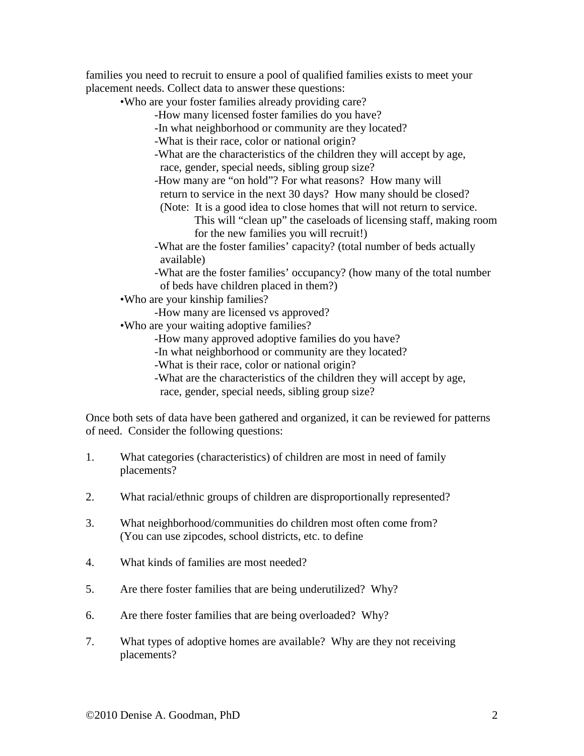families you need to recruit to ensure a pool of qualified families exists to meet your placement needs. Collect data to answer these questions:

- Who are your foster families already providing care?
  - How many licensed foster families do you have?
  - In what neighborhood or community are they located?
  - What is their race, color or national origin?
  - What are the characteristics of the children they will accept by age, race, gender, special needs, sibling group size?
  - How many are "on hold"? For what reasons? How many will return to service in the next 30 days? How many should be closed? (Note: It is a good idea to close homes that will not return to service. This will "clean up" the caseloads of licensing staff, making room for the new families you will recruit!)
  - What are the foster families' capacity? (total number of beds actually available)
  - What are the foster families' occupancy? (how many of the total number of beds have children placed in them?)
- Who are your kinship families?
  - How many are licensed vs approved?
- Who are your waiting adoptive families?
  - How many approved adoptive families do you have?
  - In what neighborhood or community are they located?
  - What is their race, color or national origin?
  - What are the characteristics of the children they will accept by age, race, gender, special needs, sibling group size?

Once both sets of data have been gathered and organized, it can be reviewed for patterns of need. Consider the following questions:

1. What categories (characteristics) of children are most in need of family placements?

2. What racial/ethnic groups of children are disproportionally represented?

3. What neighborhood/communities do children most often come from? (You can use zipcodes, school districts, etc. to define

4. What kinds of families are most needed?

5. Are there foster families that are being underutilized? Why?

6. Are there foster families that are being overloaded? Why?

7. What types of adoptive homes are available? Why are they not receiving placements?

©2010 Denise A. Goodman, PhD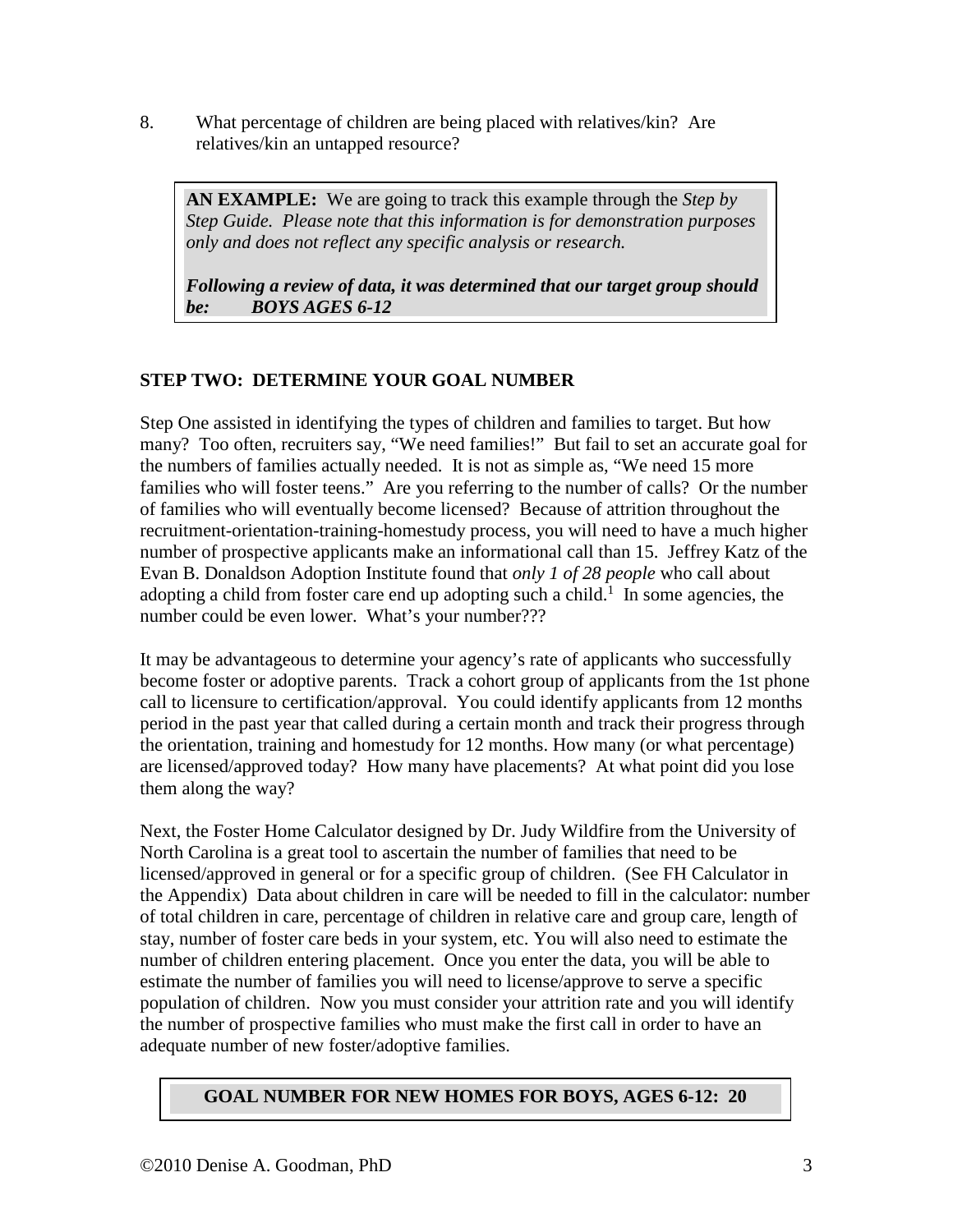8. What percentage of children are being placed with relatives/kin? Are relatives/kin an untapped resource?

> **AN EXAMPLE:** We are going to track this example through the *Step by Step Guide. Please note that this information is for demonstration purposes only and does not reflect any specific analysis or research.*
>
> ***Following a review of data, it was determined that our target group should be: BOYS AGES 6-12***

## STEP TWO: DETERMINE YOUR GOAL NUMBER

Step One assisted in identifying the types of children and families to target. But how many? Too often, recruiters say, "We need families!" But fail to set an accurate goal for the numbers of families actually needed. It is not as simple as, "We need 15 more families who will foster teens." Are you referring to the number of calls? Or the number of families who will eventually become licensed? Because of attrition throughout the recruitment-orientation-training-homestudy process, you will need to have a much higher number of prospective applicants make an informational call than 15. Jeffrey Katz of the Evan B. Donaldson Adoption Institute found that *only 1 of 28 people* who call about adopting a child from foster care end up adopting such a child.[1] In some agencies, the number could be even lower. What's your number???

It may be advantageous to determine your agency's rate of applicants who successfully become foster or adoptive parents. Track a cohort group of applicants from the 1st phone call to licensure to certification/approval. You could identify applicants from 12 months period in the past year that called during a certain month and track their progress through the orientation, training and homestudy for 12 months. How many (or what percentage) are licensed/approved today? How many have placements? At what point did you lose them along the way?

Next, the Foster Home Calculator designed by Dr. Judy Wildfire from the University of North Carolina is a great tool to ascertain the number of families that need to be licensed/approved in general or for a specific group of children. (See FH Calculator in the Appendix) Data about children in care will be needed to fill in the calculator: number of total children in care, percentage of children in relative care and group care, length of stay, number of foster care beds in your system, etc. You will also need to estimate the number of children entering placement. Once you enter the data, you will be able to estimate the number of families you will need to license/approve to serve a specific population of children. Now you must consider your attrition rate and you will identify the number of prospective families who must make the first call in order to have an adequate number of new foster/adoptive families.

> **GOAL NUMBER FOR NEW HOMES FOR BOYS, AGES 6-12: 20**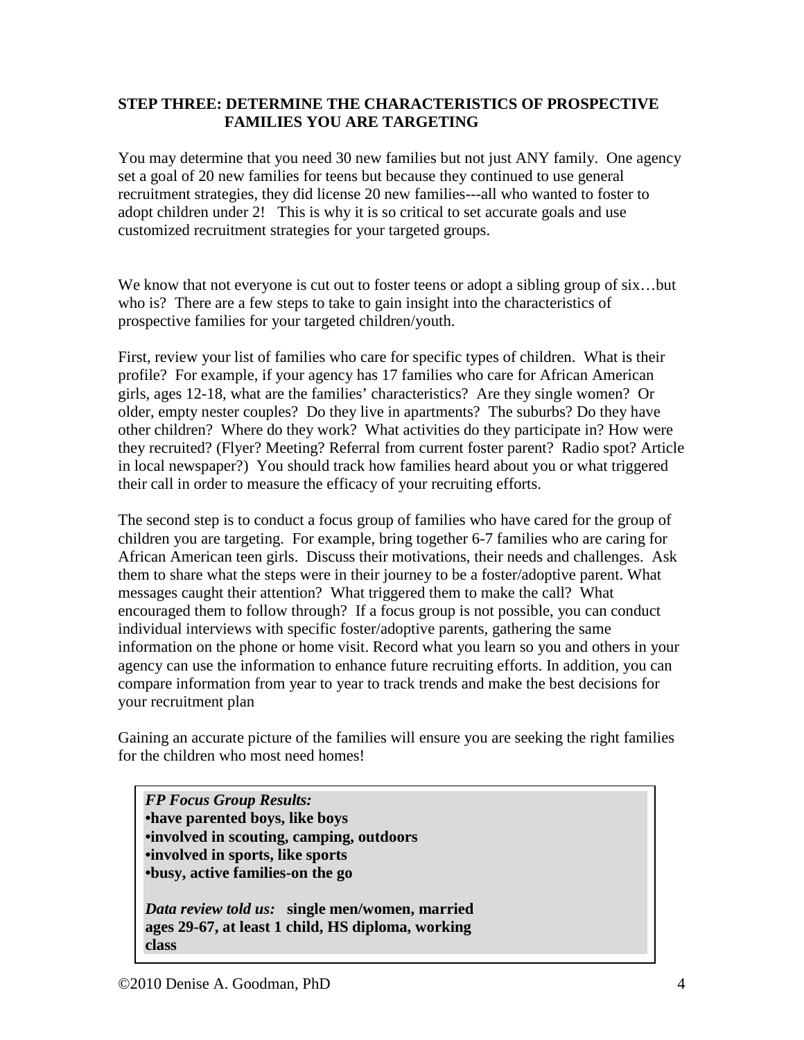## STEP THREE: DETERMINE THE CHARACTERISTICS OF PROSPECTIVE FAMILIES YOU ARE TARGETING

You may determine that you need 30 new families but not just ANY family. One agency set a goal of 20 new families for teens but because they continued to use general recruitment strategies, they did license 20 new families---all who wanted to foster to adopt children under 2! This is why it is so critical to set accurate goals and use customized recruitment strategies for your targeted groups.

We know that not everyone is cut out to foster teens or adopt a sibling group of six…but who is? There are a few steps to take to gain insight into the characteristics of prospective families for your targeted children/youth.

First, review your list of families who care for specific types of children. What is their profile? For example, if your agency has 17 families who care for African American girls, ages 12-18, what are the families' characteristics? Are they single women? Or older, empty nester couples? Do they live in apartments? The suburbs? Do they have other children? Where do they work? What activities do they participate in? How were they recruited? (Flyer? Meeting? Referral from current foster parent? Radio spot? Article in local newspaper?) You should track how families heard about you or what triggered their call in order to measure the efficacy of your recruiting efforts.

The second step is to conduct a focus group of families who have cared for the group of children you are targeting. For example, bring together 6-7 families who are caring for African American teen girls. Discuss their motivations, their needs and challenges. Ask them to share what the steps were in their journey to be a foster/adoptive parent. What messages caught their attention? What triggered them to make the call? What encouraged them to follow through? If a focus group is not possible, you can conduct individual interviews with specific foster/adoptive parents, gathering the same information on the phone or home visit. Record what you learn so you and others in your agency can use the information to enhance future recruiting efforts. In addition, you can compare information from year to year to track trends and make the best decisions for your recruitment plan

Gaining an accurate picture of the families will ensure you are seeking the right families for the children who most need homes!

> ***FP Focus Group Results:***
> **•have parented boys, like boys**
> **•involved in scouting, camping, outdoors**
> **•involved in sports, like sports**
> **•busy, active families-on the go**
>
> ***Data review told us:*** **single men/women, married ages 29-67, at least 1 child, HS diploma, working class**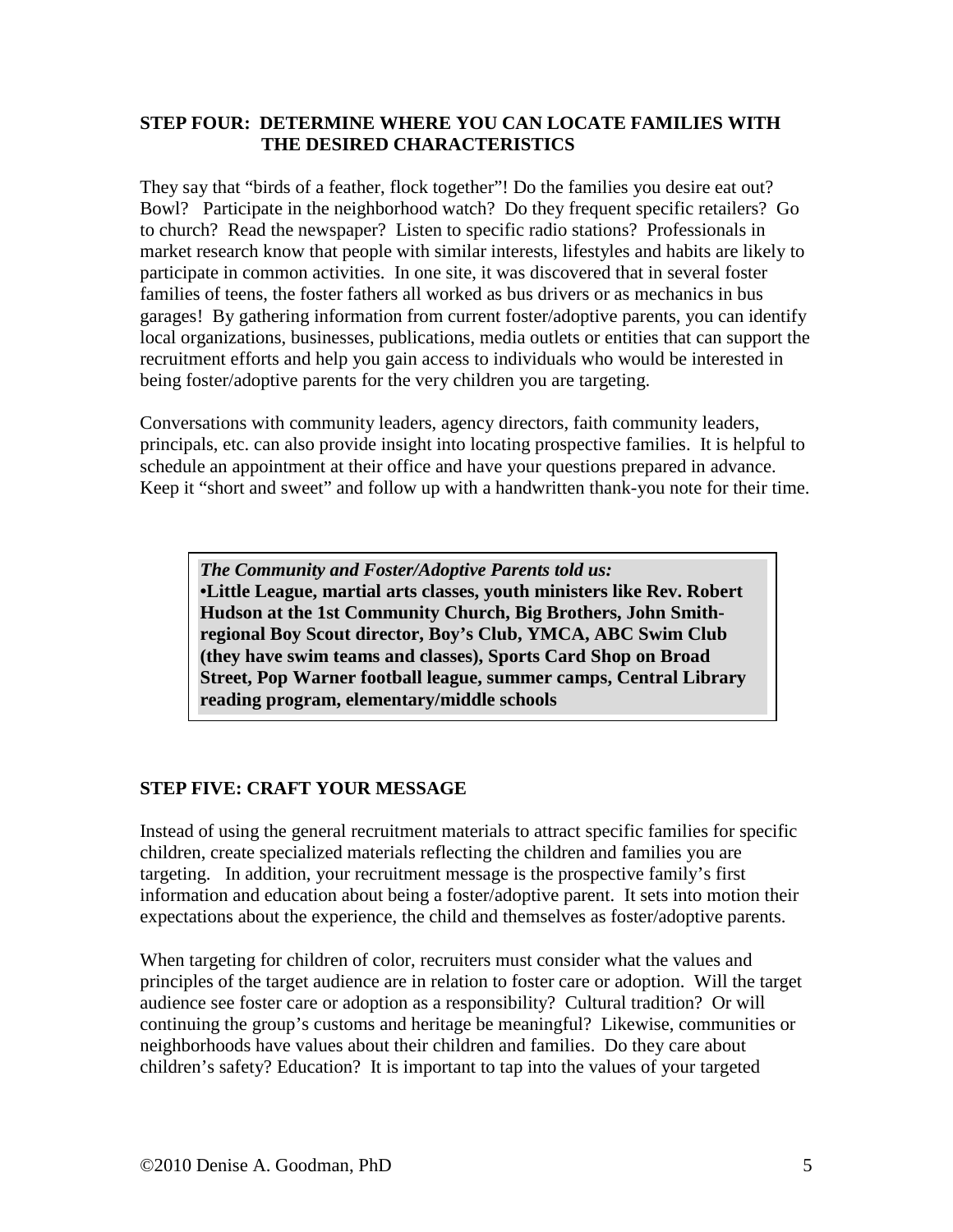## STEP FOUR: DETERMINE WHERE YOU CAN LOCATE FAMILIES WITH THE DESIRED CHARACTERISTICS

They say that "birds of a feather, flock together"! Do the families you desire eat out? Bowl? Participate in the neighborhood watch? Do they frequent specific retailers? Go to church? Read the newspaper? Listen to specific radio stations? Professionals in market research know that people with similar interests, lifestyles and habits are likely to participate in common activities. In one site, it was discovered that in several foster families of teens, the foster fathers all worked as bus drivers or as mechanics in bus garages! By gathering information from current foster/adoptive parents, you can identify local organizations, businesses, publications, media outlets or entities that can support the recruitment efforts and help you gain access to individuals who would be interested in being foster/adoptive parents for the very children you are targeting.

Conversations with community leaders, agency directors, faith community leaders, principals, etc. can also provide insight into locating prospective families. It is helpful to schedule an appointment at their office and have your questions prepared in advance. Keep it "short and sweet" and follow up with a handwritten thank-you note for their time.

> ***The Community and Foster/Adoptive Parents told us:***
> **•Little League, martial arts classes, youth ministers like Rev. Robert Hudson at the 1st Community Church, Big Brothers, John Smith- regional Boy Scout director, Boy's Club, YMCA, ABC Swim Club (they have swim teams and classes), Sports Card Shop on Broad Street, Pop Warner football league, summer camps, Central Library reading program, elementary/middle schools**

## STEP FIVE: CRAFT YOUR MESSAGE

Instead of using the general recruitment materials to attract specific families for specific children, create specialized materials reflecting the children and families you are targeting. In addition, your recruitment message is the prospective family's first information and education about being a foster/adoptive parent. It sets into motion their expectations about the experience, the child and themselves as foster/adoptive parents.

When targeting for children of color, recruiters must consider what the values and principles of the target audience are in relation to foster care or adoption. Will the target audience see foster care or adoption as a responsibility? Cultural tradition? Or will continuing the group's customs and heritage be meaningful? Likewise, communities or neighborhoods have values about their children and families. Do they care about children's safety? Education? It is important to tap into the values of your targeted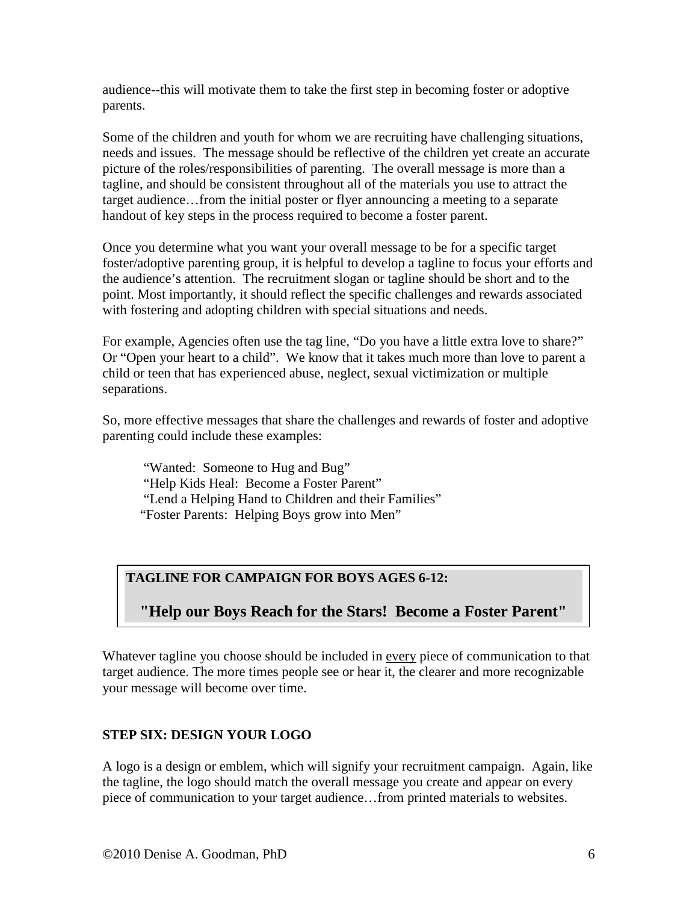audience--this will motivate them to take the first step in becoming foster or adoptive parents.

Some of the children and youth for whom we are recruiting have challenging situations, needs and issues. The message should be reflective of the children yet create an accurate picture of the roles/responsibilities of parenting. The overall message is more than a tagline, and should be consistent throughout all of the materials you use to attract the target audience…from the initial poster or flyer announcing a meeting to a separate handout of key steps in the process required to become a foster parent.

Once you determine what you want your overall message to be for a specific target foster/adoptive parenting group, it is helpful to develop a tagline to focus your efforts and the audience's attention. The recruitment slogan or tagline should be short and to the point. Most importantly, it should reflect the specific challenges and rewards associated with fostering and adopting children with special situations and needs.

For example, Agencies often use the tag line, "Do you have a little extra love to share?" Or "Open your heart to a child". We know that it takes much more than love to parent a child or teen that has experienced abuse, neglect, sexual victimization or multiple separations.

So, more effective messages that share the challenges and rewards of foster and adoptive parenting could include these examples:

"Wanted: Someone to Hug and Bug"
"Help Kids Heal: Become a Foster Parent"
"Lend a Helping Hand to Children and their Families"
"Foster Parents: Helping Boys grow into Men"

**TAGLINE FOR CAMPAIGN FOR BOYS AGES 6-12:**

**"Help our Boys Reach for the Stars! Become a Foster Parent"**

Whatever tagline you choose should be included in every piece of communication to that target audience. The more times people see or hear it, the clearer and more recognizable your message will become over time.

**STEP SIX: DESIGN YOUR LOGO**

A logo is a design or emblem, which will signify your recruitment campaign. Again, like the tagline, the logo should match the overall message you create and appear on every piece of communication to your target audience…from printed materials to websites.

©2010 Denise A. Goodman, PhD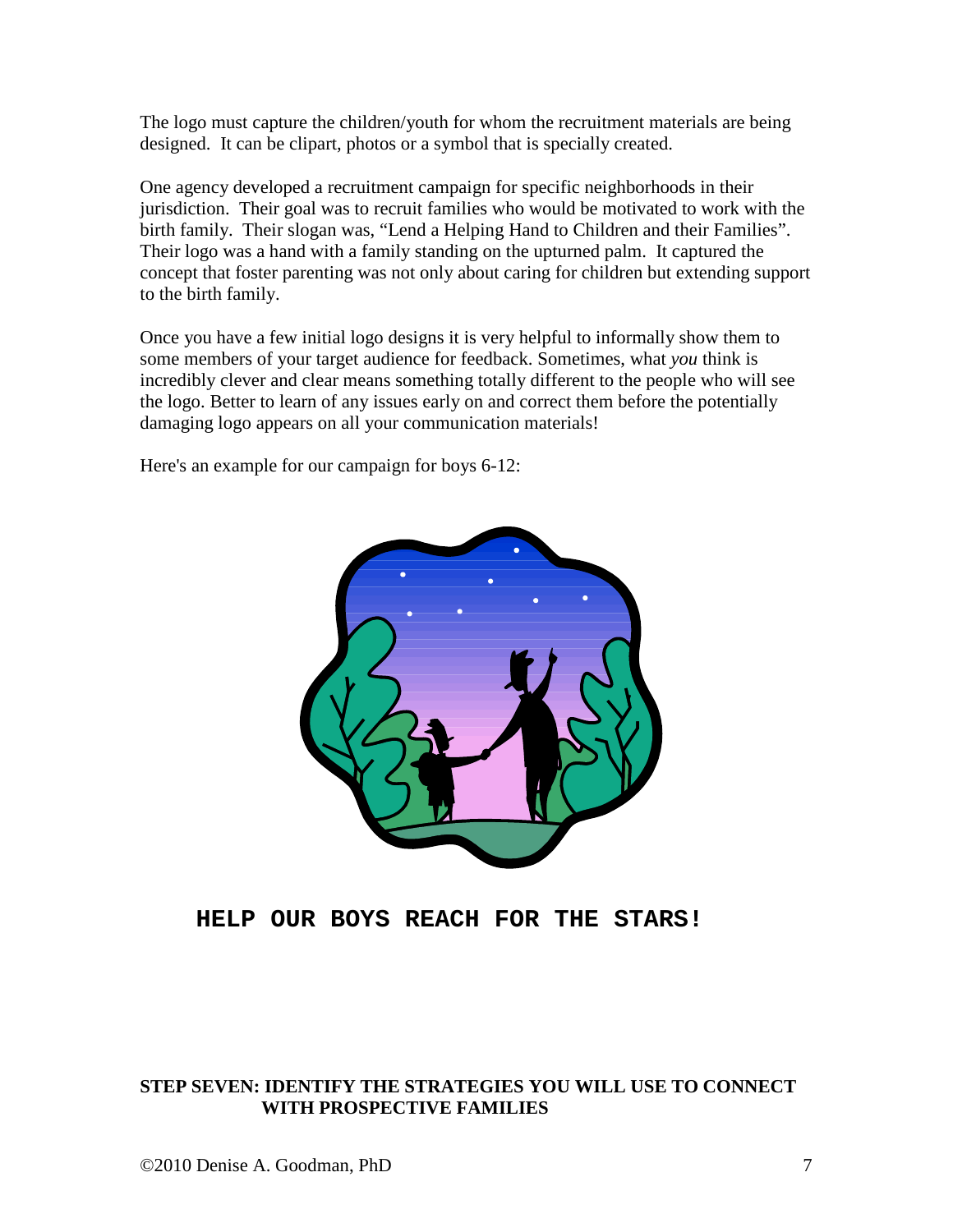The logo must capture the children/youth for whom the recruitment materials are being designed. It can be clipart, photos or a symbol that is specially created.

One agency developed a recruitment campaign for specific neighborhoods in their jurisdiction. Their goal was to recruit families who would be motivated to work with the birth family. Their slogan was, "Lend a Helping Hand to Children and their Families". Their logo was a hand with a family standing on the upturned palm. It captured the concept that foster parenting was not only about caring for children but extending support to the birth family.

Once you have a few initial logo designs it is very helpful to informally show them to some members of your target audience for feedback. Sometimes, what *you* think is incredibly clever and clear means something totally different to the people who will see the logo. Better to learn of any issues early on and correct them before the potentially damaging logo appears on all your communication materials!

Here's an example for our campaign for boys 6-12:

**HELP OUR BOYS REACH FOR THE STARS!**

**STEP SEVEN: IDENTIFY THE STRATEGIES YOU WILL USE TO CONNECT WITH PROSPECTIVE FAMILIES**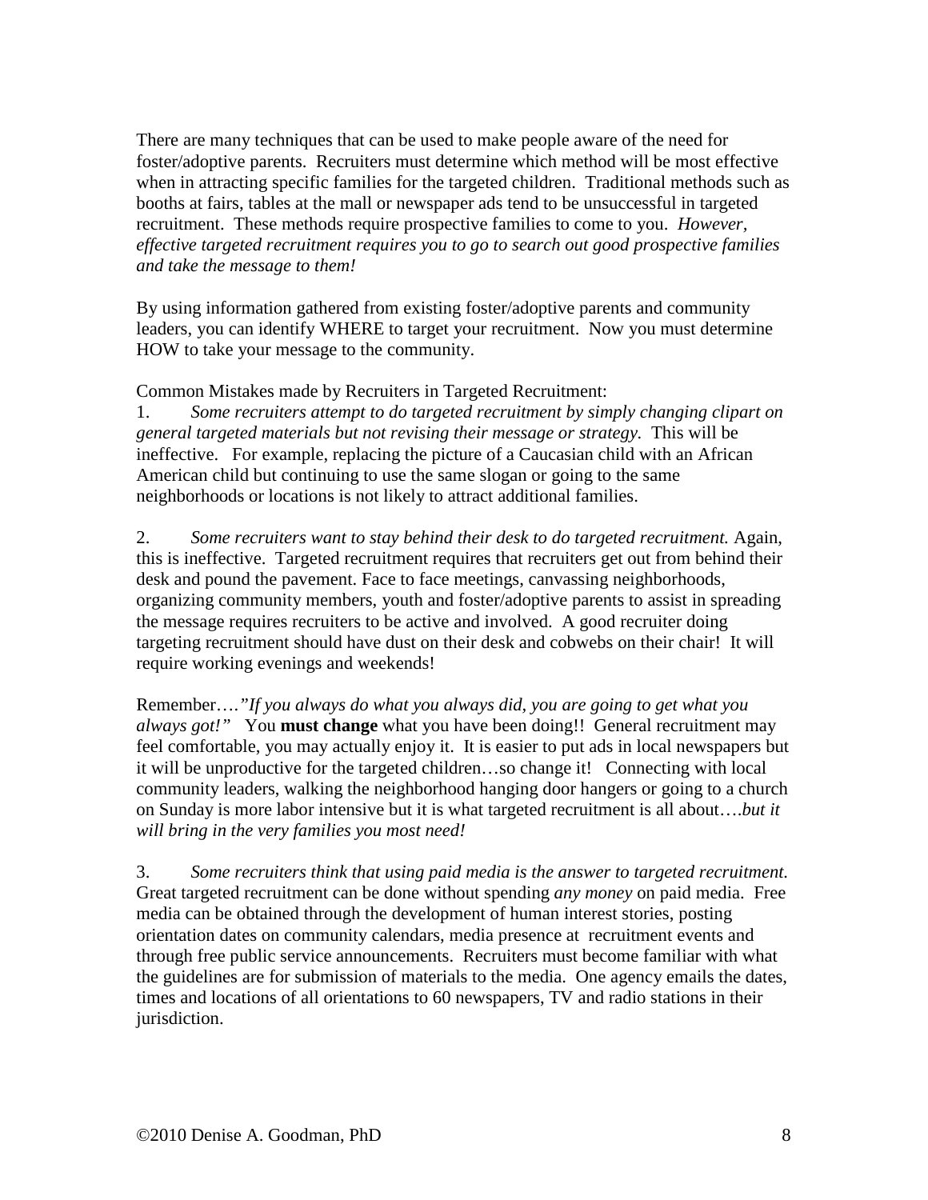There are many techniques that can be used to make people aware of the need for foster/adoptive parents. Recruiters must determine which method will be most effective when in attracting specific families for the targeted children. Traditional methods such as booths at fairs, tables at the mall or newspaper ads tend to be unsuccessful in targeted recruitment. These methods require prospective families to come to you. *However, effective targeted recruitment requires you to go to search out good prospective families and take the message to them!*

By using information gathered from existing foster/adoptive parents and community leaders, you can identify WHERE to target your recruitment. Now you must determine HOW to take your message to the community.

Common Mistakes made by Recruiters in Targeted Recruitment:

1. *Some recruiters attempt to do targeted recruitment by simply changing clipart on general targeted materials but not revising their message or strategy.* This will be ineffective. For example, replacing the picture of a Caucasian child with an African American child but continuing to use the same slogan or going to the same neighborhoods or locations is not likely to attract additional families.

2. *Some recruiters want to stay behind their desk to do targeted recruitment.* Again, this is ineffective. Targeted recruitment requires that recruiters get out from behind their desk and pound the pavement. Face to face meetings, canvassing neighborhoods, organizing community members, youth and foster/adoptive parents to assist in spreading the message requires recruiters to be active and involved. A good recruiter doing targeting recruitment should have dust on their desk and cobwebs on their chair! It will require working evenings and weekends!

Remember….*"If you always do what you always did, you are going to get what you always got!"* You **must change** what you have been doing!! General recruitment may feel comfortable, you may actually enjoy it. It is easier to put ads in local newspapers but it will be unproductive for the targeted children…so change it! Connecting with local community leaders, walking the neighborhood hanging door hangers or going to a church on Sunday is more labor intensive but it is what targeted recruitment is all about….*but it will bring in the very families you most need!*

3. *Some recruiters think that using paid media is the answer to targeted recruitment.* Great targeted recruitment can be done without spending *any money* on paid media. Free media can be obtained through the development of human interest stories, posting orientation dates on community calendars, media presence at recruitment events and through free public service announcements. Recruiters must become familiar with what the guidelines are for submission of materials to the media. One agency emails the dates, times and locations of all orientations to 60 newspapers, TV and radio stations in their jurisdiction.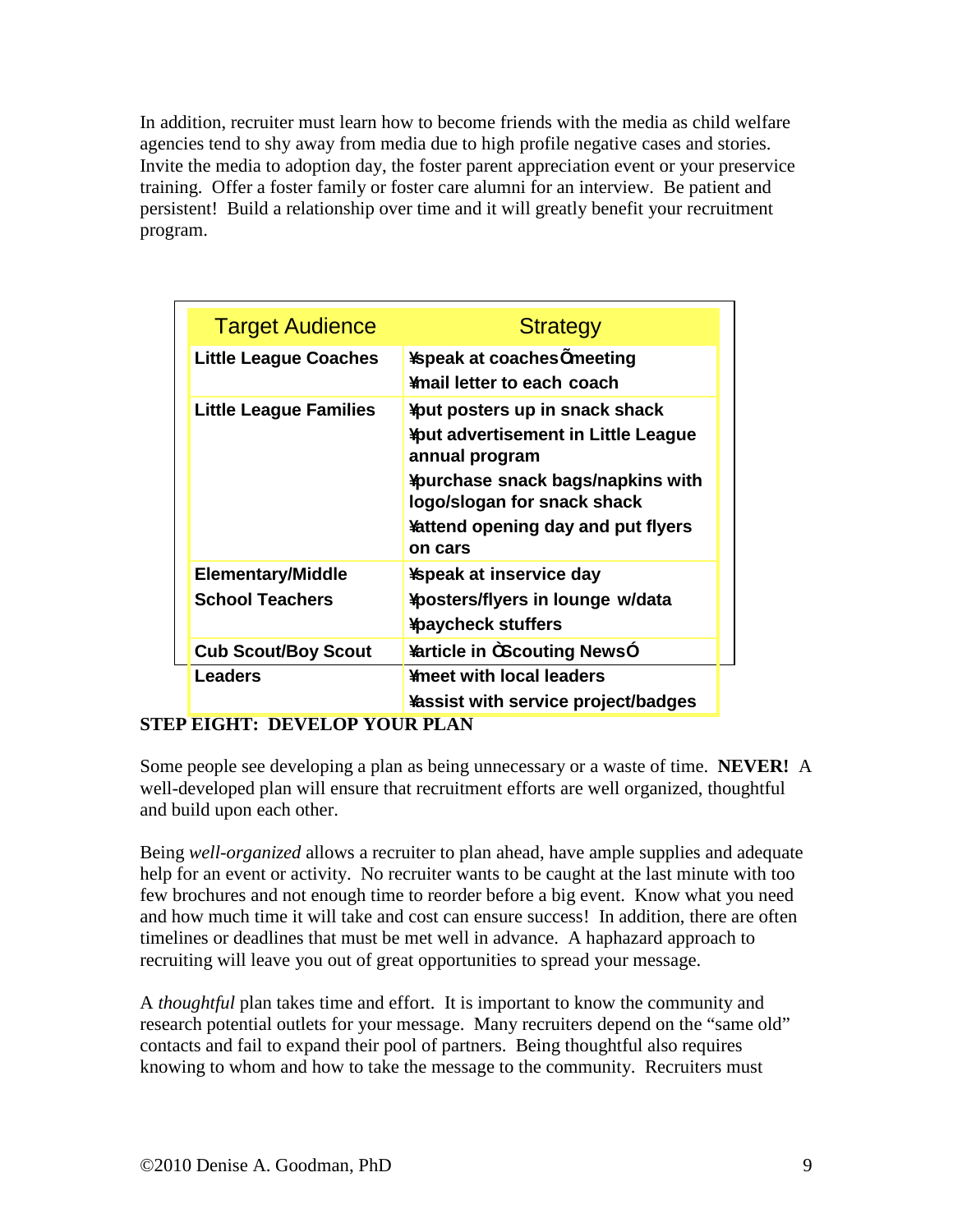In addition, recruiter must learn how to become friends with the media as child welfare agencies tend to shy away from media due to high profile negative cases and stories. Invite the media to adoption day, the foster parent appreciation event or your preservice training. Offer a foster family or foster care alumni for an interview. Be patient and persistent! Build a relationship over time and it will greatly benefit your recruitment program.

| Target Audience | Strategy |
|---|---|
| **Little League Coaches** | **¥speak at coachesÕmeeting**<br>**¥mail letter to each coach** |
| **Little League Families** | **¥put posters up in snack shack**<br>**¥put advertisement in Little League annual program**<br>**¥purchase snack bags/napkins with logo/slogan for snack shack**<br>**¥attend opening day and put flyers on cars** |
| **Elementary/Middle School Teachers** | **¥speak at inservice day**<br>**¥posters/flyers in lounge w/data**<br>**¥paycheck stuffers** |
| **Cub Scout/Boy Scout Leaders** | **¥article in ÒScouting NewsÓ**<br>**¥meet with local leaders**<br>**¥assist with service project/badges** |

**STEP EIGHT: DEVELOP YOUR PLAN**

Some people see developing a plan as being unnecessary or a waste of time. **NEVER!** A well-developed plan will ensure that recruitment efforts are well organized, thoughtful and build upon each other.

Being *well-organized* allows a recruiter to plan ahead, have ample supplies and adequate help for an event or activity. No recruiter wants to be caught at the last minute with too few brochures and not enough time to reorder before a big event. Know what you need and how much time it will take and cost can ensure success! In addition, there are often timelines or deadlines that must be met well in advance. A haphazard approach to recruiting will leave you out of great opportunities to spread your message.

A *thoughtful* plan takes time and effort. It is important to know the community and research potential outlets for your message. Many recruiters depend on the "same old" contacts and fail to expand their pool of partners. Being thoughtful also requires knowing to whom and how to take the message to the community. Recruiters must

©2010 Denise A. Goodman, PhD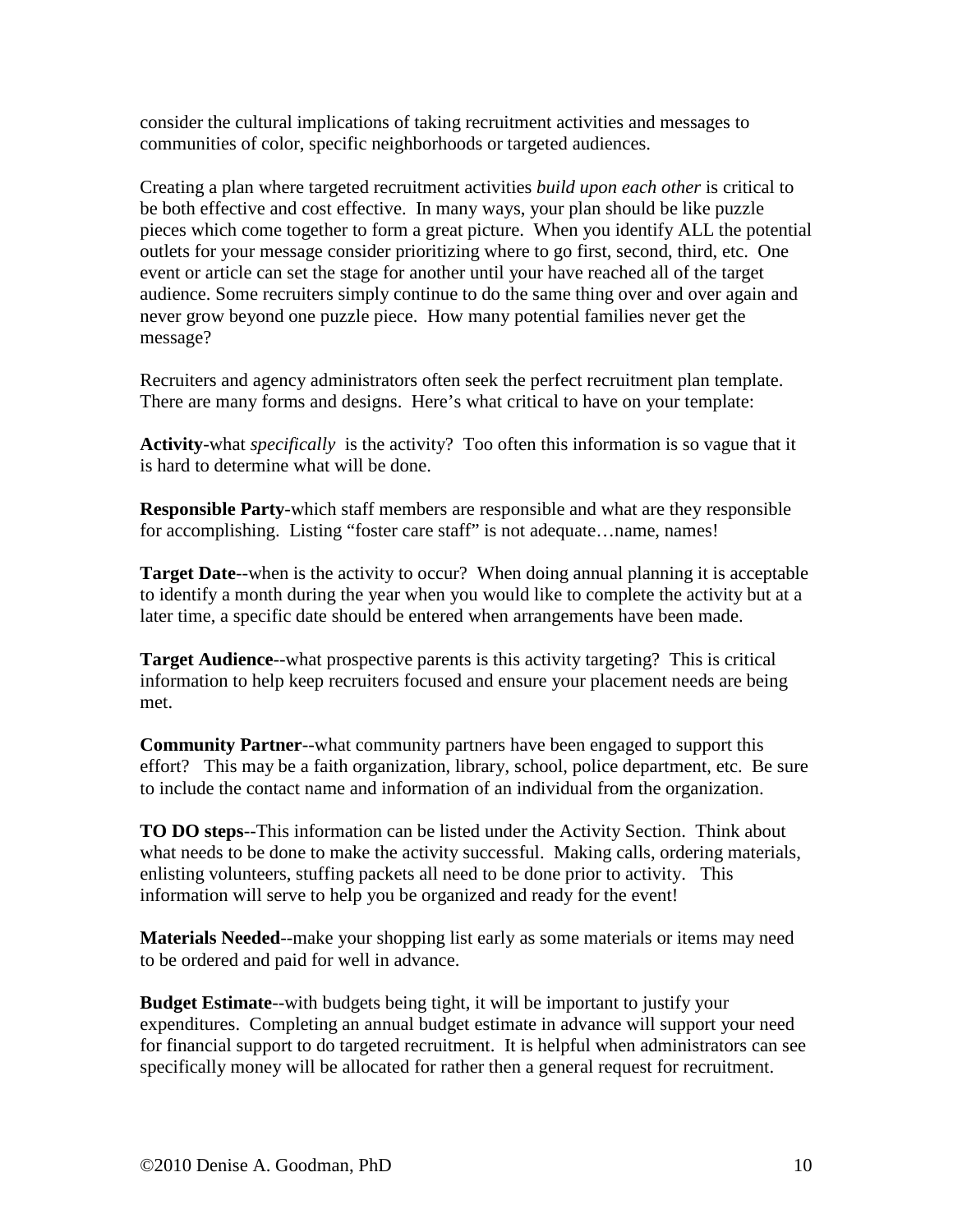consider the cultural implications of taking recruitment activities and messages to communities of color, specific neighborhoods or targeted audiences.

Creating a plan where targeted recruitment activities *build upon each other* is critical to be both effective and cost effective. In many ways, your plan should be like puzzle pieces which come together to form a great picture. When you identify ALL the potential outlets for your message consider prioritizing where to go first, second, third, etc. One event or article can set the stage for another until your have reached all of the target audience. Some recruiters simply continue to do the same thing over and over again and never grow beyond one puzzle piece. How many potential families never get the message?

Recruiters and agency administrators often seek the perfect recruitment plan template. There are many forms and designs. Here's what critical to have on your template:

**Activity**-what *specifically* is the activity? Too often this information is so vague that it is hard to determine what will be done.

**Responsible Party**-which staff members are responsible and what are they responsible for accomplishing. Listing "foster care staff" is not adequate…name, names!

**Target Date**--when is the activity to occur? When doing annual planning it is acceptable to identify a month during the year when you would like to complete the activity but at a later time, a specific date should be entered when arrangements have been made.

**Target Audience**--what prospective parents is this activity targeting? This is critical information to help keep recruiters focused and ensure your placement needs are being met.

**Community Partner**--what community partners have been engaged to support this effort? This may be a faith organization, library, school, police department, etc. Be sure to include the contact name and information of an individual from the organization.

**TO DO steps**--This information can be listed under the Activity Section. Think about what needs to be done to make the activity successful. Making calls, ordering materials, enlisting volunteers, stuffing packets all need to be done prior to activity. This information will serve to help you be organized and ready for the event!

**Materials Needed**--make your shopping list early as some materials or items may need to be ordered and paid for well in advance.

**Budget Estimate**--with budgets being tight, it will be important to justify your expenditures. Completing an annual budget estimate in advance will support your need for financial support to do targeted recruitment. It is helpful when administrators can see specifically money will be allocated for rather then a general request for recruitment.

©2010 Denise A. Goodman, PhD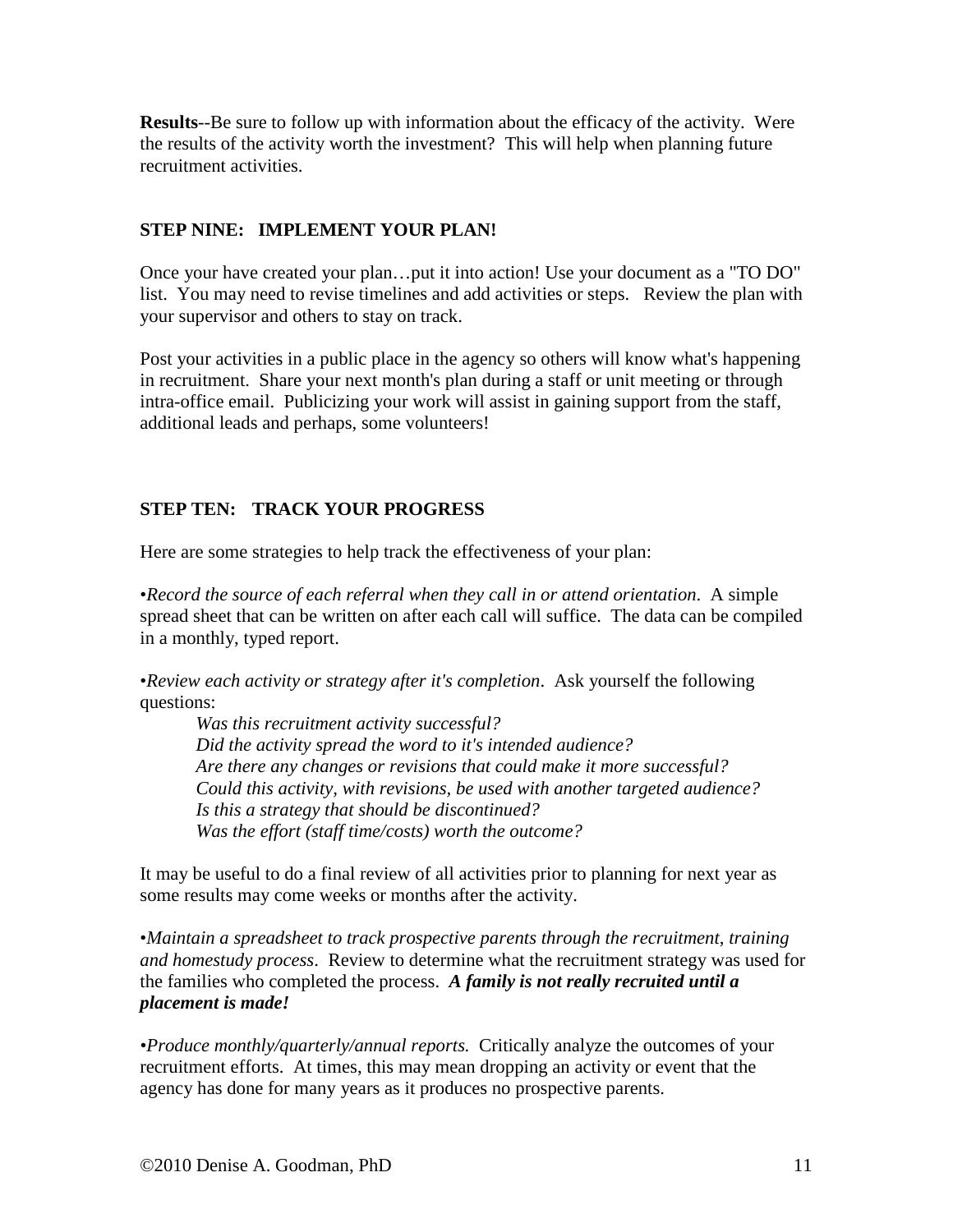**Results**--Be sure to follow up with information about the efficacy of the activity. Were the results of the activity worth the investment? This will help when planning future recruitment activities.

### STEP NINE: IMPLEMENT YOUR PLAN!

Once your have created your plan…put it into action! Use your document as a "TO DO" list. You may need to revise timelines and add activities or steps. Review the plan with your supervisor and others to stay on track.

Post your activities in a public place in the agency so others will know what's happening in recruitment. Share your next month's plan during a staff or unit meeting or through intra-office email. Publicizing your work will assist in gaining support from the staff, additional leads and perhaps, some volunteers!

### STEP TEN: TRACK YOUR PROGRESS

Here are some strategies to help track the effectiveness of your plan:

•*Record the source of each referral when they call in or attend orientation*. A simple spread sheet that can be written on after each call will suffice. The data can be compiled in a monthly, typed report.

•*Review each activity or strategy after it's completion*. Ask yourself the following questions:

> *Was this recruitment activity successful?*
> *Did the activity spread the word to it's intended audience?*
> *Are there any changes or revisions that could make it more successful?*
> *Could this activity, with revisions, be used with another targeted audience?*
> *Is this a strategy that should be discontinued?*
> *Was the effort (staff time/costs) worth the outcome?*

It may be useful to do a final review of all activities prior to planning for next year as some results may come weeks or months after the activity.

•*Maintain a spreadsheet to track prospective parents through the recruitment, training and homestudy process*. Review to determine what the recruitment strategy was used for the families who completed the process. ***A family is not really recruited until a placement is made!***

•*Produce monthly/quarterly/annual reports.* Critically analyze the outcomes of your recruitment efforts. At times, this may mean dropping an activity or event that the agency has done for many years as it produces no prospective parents.

©2010 Denise A. Goodman, PhD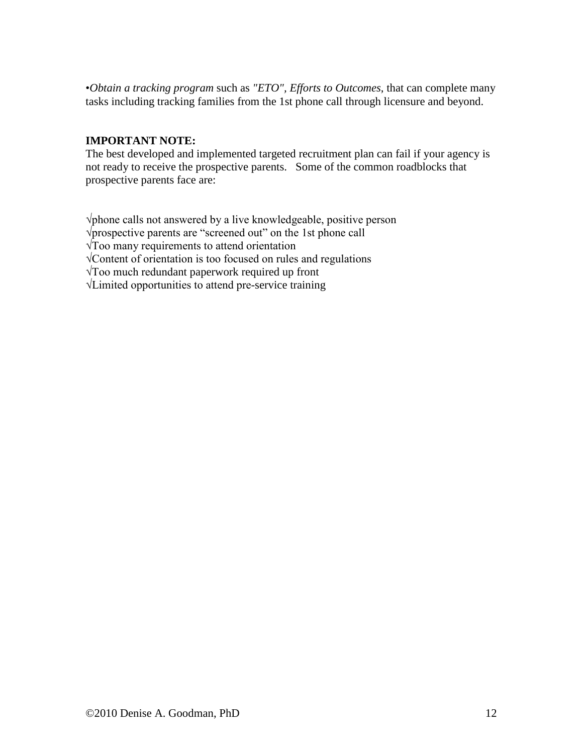•*Obtain a tracking program* such as *"ETO", Efforts to Outcomes*, that can complete many tasks including tracking families from the 1st phone call through licensure and beyond.

**IMPORTANT NOTE:**
The best developed and implemented targeted recruitment plan can fail if your agency is not ready to receive the prospective parents. Some of the common roadblocks that prospective parents face are:

√phone calls not answered by a live knowledgeable, positive person
√prospective parents are "screened out" on the 1st phone call
√Too many requirements to attend orientation
√Content of orientation is too focused on rules and regulations
√Too much redundant paperwork required up front
√Limited opportunities to attend pre-service training

©2010 Denise A. Goodman, PhD